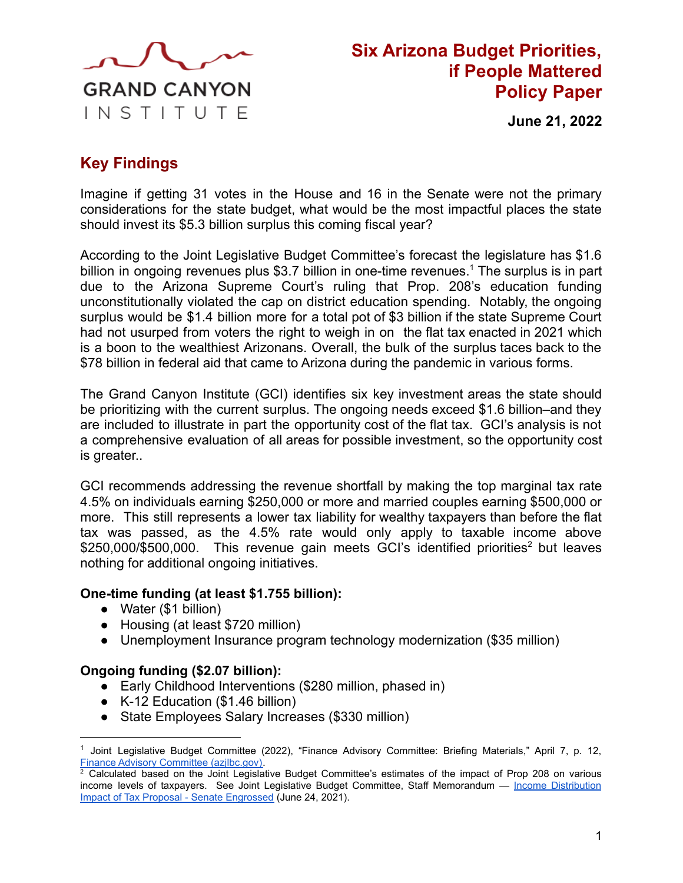GRAND CANYON INSTITUTE

# Six Arizona Budget Priorities, if People Mattered Policy Paper

**June 21, 2022**

## Key Findings

Imagine if getting 31 votes in the House and 16 in the Senate were not the primary considerations for the state budget, what would be the most impactful places the state should invest its $5.3 billion surplus this coming fiscal year?

According to the Joint Legislative Budget Committee's forecast the legislature has $1.6 billion in ongoing revenues plus $3.7 billion in one-time revenues.[1] The surplus is in part due to the Arizona Supreme Court's ruling that Prop. 208's education funding unconstitutionally violated the cap on district education spending. Notably, the ongoing surplus would be $1.4 billion more for a total pot of $3 billion if the state Supreme Court had not usurped from voters the right to weigh in on the flat tax enacted in 2021 which is a boon to the wealthiest Arizonans. Overall, the bulk of the surplus taces back to the $78 billion in federal aid that came to Arizona during the pandemic in various forms.

The Grand Canyon Institute (GCI) identifies six key investment areas the state should be prioritizing with the current surplus. The ongoing needs exceed $1.6 billion–and they are included to illustrate in part the opportunity cost of the flat tax. GCI's analysis is not a comprehensive evaluation of all areas for possible investment, so the opportunity cost is greater..

GCI recommends addressing the revenue shortfall by making the top marginal tax rate 4.5% on individuals earning $250,000 or more and married couples earning $500,000 or more. This still represents a lower tax liability for wealthy taxpayers than before the flat tax was passed, as the 4.5% rate would only apply to taxable income above $250,000/$500,000. This revenue gain meets GCI's identified priorities[2] but leaves nothing for additional ongoing initiatives.

**One-time funding (at least $1.755 billion):**

- Water ($1 billion)
- Housing (at least $720 million)
- Unemployment Insurance program technology modernization ($35 million)

**Ongoing funding ($2.07 billion):**

- Early Childhood Interventions ($280 million, phased in)
- K-12 Education ($1.46 billion)
- State Employees Salary Increases ($330 million)

---

[1] Joint Legislative Budget Committee (2022), "Finance Advisory Committee: Briefing Materials," April 7, p. 12, [Finance Advisory Committee (azjlbc.gov)](Finance Advisory Committee (azjlbc.gov)).

[2] Calculated based on the Joint Legislative Budget Committee's estimates of the impact of Prop 208 on various income levels of taxpayers. See Joint Legislative Budget Committee, Staff Memorandum — [Income Distribution Impact of Tax Proposal - Senate Engrossed](Income Distribution Impact of Tax Proposal - Senate Engrossed) (June 24, 2021).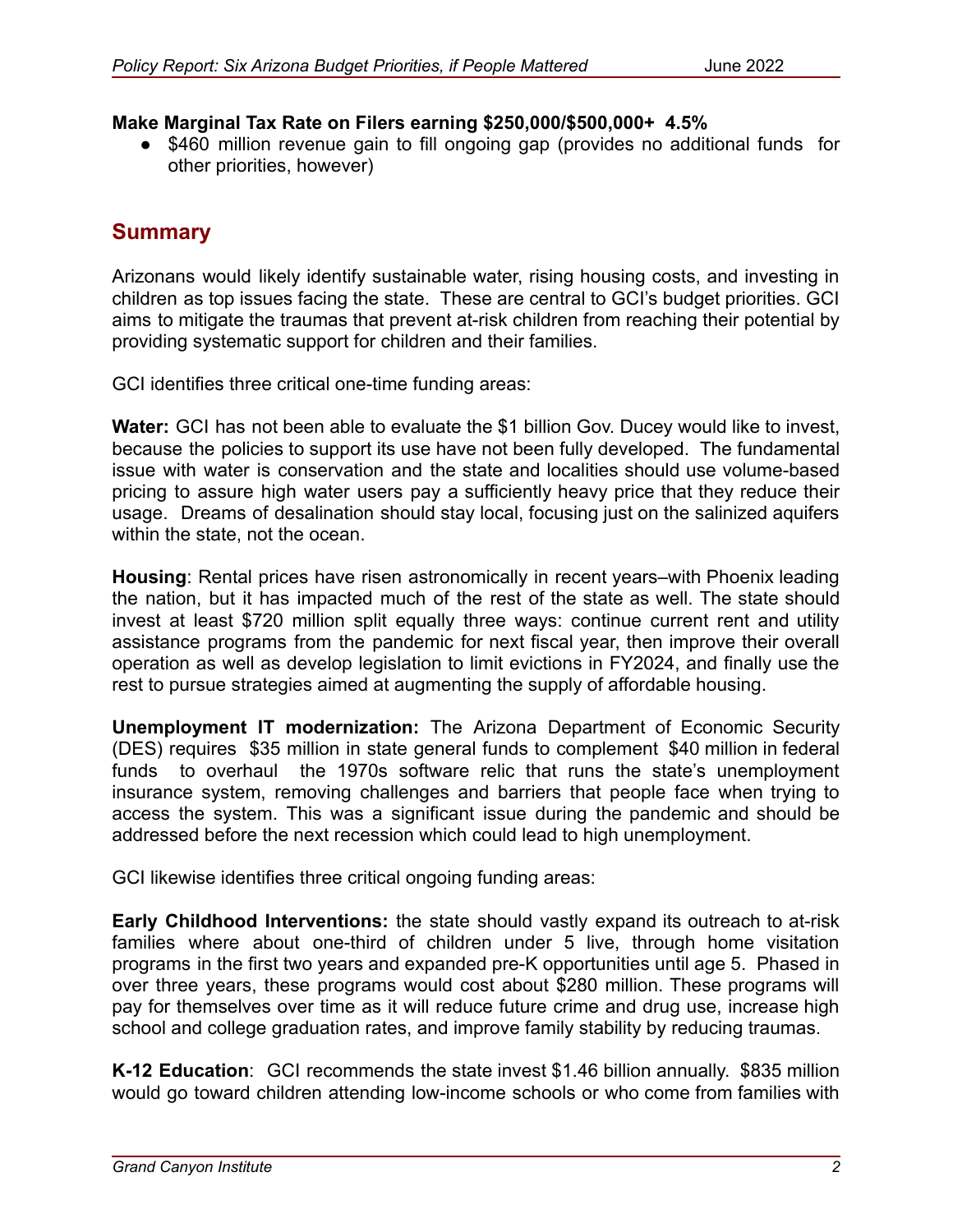**Make Marginal Tax Rate on Filers earning $250,000/$500,000+ 4.5%**

- $460 million revenue gain to fill ongoing gap (provides no additional funds for other priorities, however)

## Summary

Arizonans would likely identify sustainable water, rising housing costs, and investing in children as top issues facing the state. These are central to GCI's budget priorities. GCI aims to mitigate the traumas that prevent at-risk children from reaching their potential by providing systematic support for children and their families.

GCI identifies three critical one-time funding areas:

**Water:** GCI has not been able to evaluate the $1 billion Gov. Ducey would like to invest, because the policies to support its use have not been fully developed. The fundamental issue with water is conservation and the state and localities should use volume-based pricing to assure high water users pay a sufficiently heavy price that they reduce their usage. Dreams of desalination should stay local, focusing just on the salinized aquifers within the state, not the ocean.

**Housing**: Rental prices have risen astronomically in recent years–with Phoenix leading the nation, but it has impacted much of the rest of the state as well. The state should invest at least $720 million split equally three ways: continue current rent and utility assistance programs from the pandemic for next fiscal year, then improve their overall operation as well as develop legislation to limit evictions in FY2024, and finally use the rest to pursue strategies aimed at augmenting the supply of affordable housing.

**Unemployment IT modernization:** The Arizona Department of Economic Security (DES) requires $35 million in state general funds to complement $40 million in federal funds to overhaul the 1970s software relic that runs the state's unemployment insurance system, removing challenges and barriers that people face when trying to access the system. This was a significant issue during the pandemic and should be addressed before the next recession which could lead to high unemployment.

GCI likewise identifies three critical ongoing funding areas:

**Early Childhood Interventions:** the state should vastly expand its outreach to at-risk families where about one-third of children under 5 live, through home visitation programs in the first two years and expanded pre-K opportunities until age 5. Phased in over three years, these programs would cost about $280 million. These programs will pay for themselves over time as it will reduce future crime and drug use, increase high school and college graduation rates, and improve family stability by reducing traumas.

**K-12 Education**: GCI recommends the state invest $1.46 billion annually. $835 million would go toward children attending low-income schools or who come from families with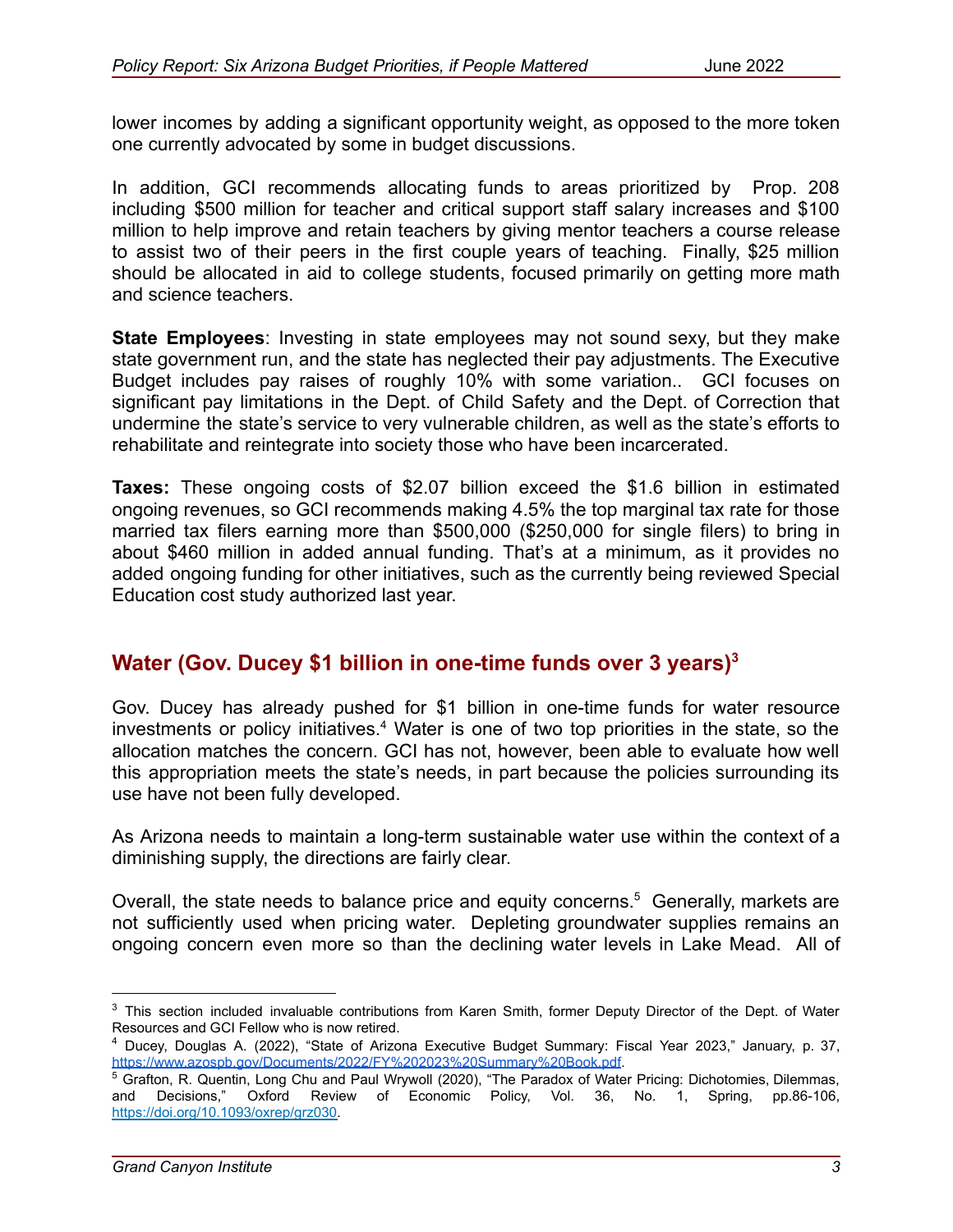lower incomes by adding a significant opportunity weight, as opposed to the more token one currently advocated by some in budget discussions.

In addition, GCI recommends allocating funds to areas prioritized by Prop. 208 including $500 million for teacher and critical support staff salary increases and $100 million to help improve and retain teachers by giving mentor teachers a course release to assist two of their peers in the first couple years of teaching. Finally, $25 million should be allocated in aid to college students, focused primarily on getting more math and science teachers.

**State Employees**: Investing in state employees may not sound sexy, but they make state government run, and the state has neglected their pay adjustments. The Executive Budget includes pay raises of roughly 10% with some variation.. GCI focuses on significant pay limitations in the Dept. of Child Safety and the Dept. of Correction that undermine the state's service to very vulnerable children, as well as the state's efforts to rehabilitate and reintegrate into society those who have been incarcerated.

**Taxes:** These ongoing costs of $2.07 billion exceed the $1.6 billion in estimated ongoing revenues, so GCI recommends making 4.5% the top marginal tax rate for those married tax filers earning more than $500,000 ($250,000 for single filers) to bring in about $460 million in added annual funding. That's at a minimum, as it provides no added ongoing funding for other initiatives, such as the currently being reviewed Special Education cost study authorized last year.

## Water (Gov. Ducey $1 billion in one-time funds over 3 years)[3]

Gov. Ducey has already pushed for $1 billion in one-time funds for water resource investments or policy initiatives.[4] Water is one of two top priorities in the state, so the allocation matches the concern. GCI has not, however, been able to evaluate how well this appropriation meets the state's needs, in part because the policies surrounding its use have not been fully developed.

As Arizona needs to maintain a long-term sustainable water use within the context of a diminishing supply, the directions are fairly clear.

Overall, the state needs to balance price and equity concerns.[5] Generally, markets are not sufficiently used when pricing water. Depleting groundwater supplies remains an ongoing concern even more so than the declining water levels in Lake Mead. All of

---

[3] This section included invaluable contributions from Karen Smith, former Deputy Director of the Dept. of Water Resources and GCI Fellow who is now retired.

[4] Ducey, Douglas A. (2022), "State of Arizona Executive Budget Summary: Fiscal Year 2023," January, p. 37, https://www.azospb.gov/Documents/2022/FY%202023%20Summary%20Book.pdf.

[5] Grafton, R. Quentin, Long Chu and Paul Wrywoll (2020), "The Paradox of Water Pricing: Dichotomies, Dilemmas, and Decisions," Oxford Review of Economic Policy, Vol. 36, No. 1, Spring, pp.86-106, https://doi.org/10.1093/oxrep/grz030.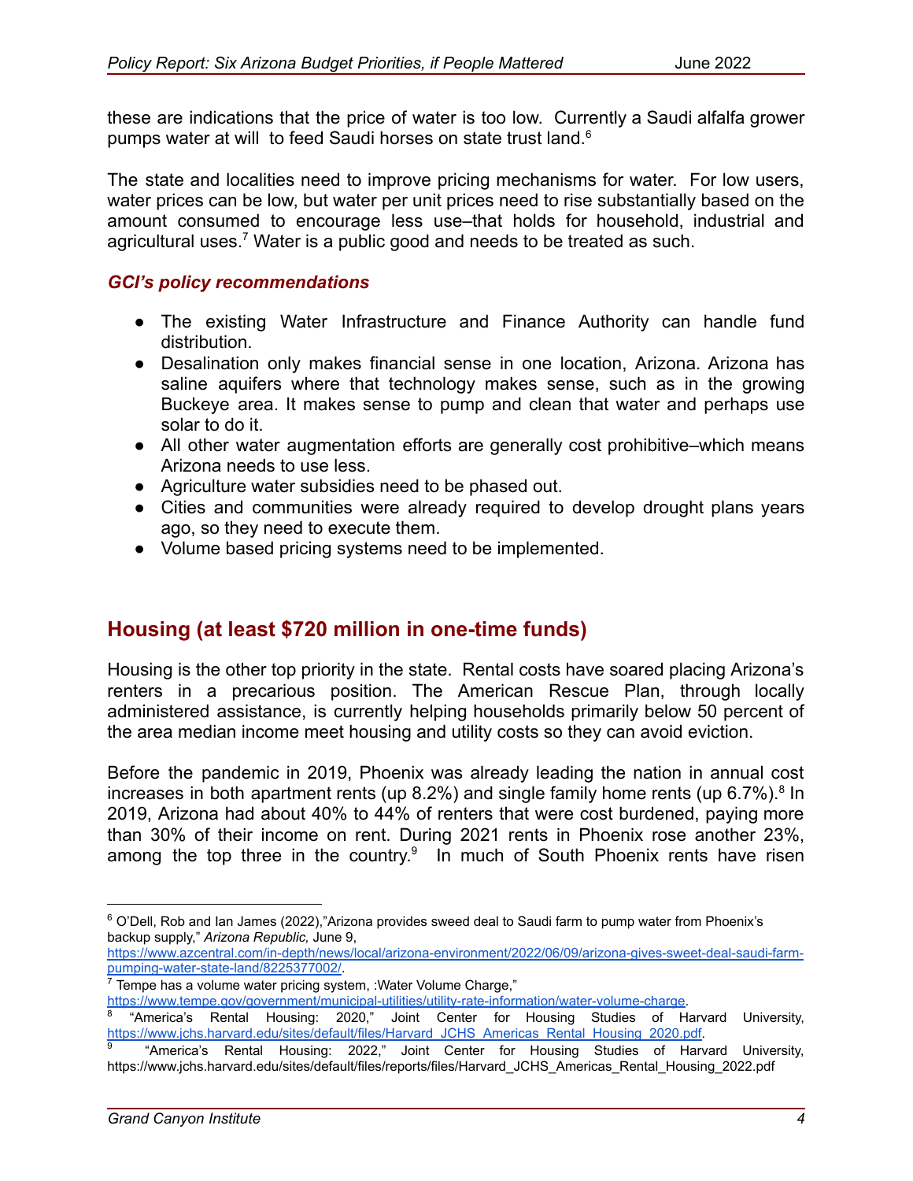these are indications that the price of water is too low. Currently a Saudi alfalfa grower pumps water at will to feed Saudi horses on state trust land.[6]

The state and localities need to improve pricing mechanisms for water. For low users, water prices can be low, but water per unit prices need to rise substantially based on the amount consumed to encourage less use–that holds for household, industrial and agricultural uses.[7] Water is a public good and needs to be treated as such.

### *GCI's policy recommendations*

- The existing Water Infrastructure and Finance Authority can handle fund distribution.
- Desalination only makes financial sense in one location, Arizona. Arizona has saline aquifers where that technology makes sense, such as in the growing Buckeye area. It makes sense to pump and clean that water and perhaps use solar to do it.
- All other water augmentation efforts are generally cost prohibitive–which means Arizona needs to use less.
- Agriculture water subsidies need to be phased out.
- Cities and communities were already required to develop drought plans years ago, so they need to execute them.
- Volume based pricing systems need to be implemented.

## Housing (at least $720 million in one-time funds)

Housing is the other top priority in the state. Rental costs have soared placing Arizona's renters in a precarious position. The American Rescue Plan, through locally administered assistance, is currently helping households primarily below 50 percent of the area median income meet housing and utility costs so they can avoid eviction.

Before the pandemic in 2019, Phoenix was already leading the nation in annual cost increases in both apartment rents (up 8.2%) and single family home rents (up 6.7%).[8] In 2019, Arizona had about 40% to 44% of renters that were cost burdened, paying more than 30% of their income on rent. During 2021 rents in Phoenix rose another 23%, among the top three in the country.[9] In much of South Phoenix rents have risen

---

[6] O'Dell, Rob and Ian James (2022),"Arizona provides sweed deal to Saudi farm to pump water from Phoenix's backup supply," *Arizona Republic,* June 9, https://www.azcentral.com/in-depth/news/local/arizona-environment/2022/06/09/arizona-gives-sweet-deal-saudi-farm-pumping-water-state-land/8225377002/.

[7] Tempe has a volume water pricing system, :Water Volume Charge," https://www.tempe.gov/government/municipal-utilities/utility-rate-information/water-volume-charge.

[8] "America's Rental Housing: 2020," Joint Center for Housing Studies of Harvard University, https://www.jchs.harvard.edu/sites/default/files/Harvard_JCHS_Americas_Rental_Housing_2020.pdf.

[9] "America's Rental Housing: 2022," Joint Center for Housing Studies of Harvard University, https://www.jchs.harvard.edu/sites/default/files/reports/files/Harvard_JCHS_Americas_Rental_Housing_2022.pdf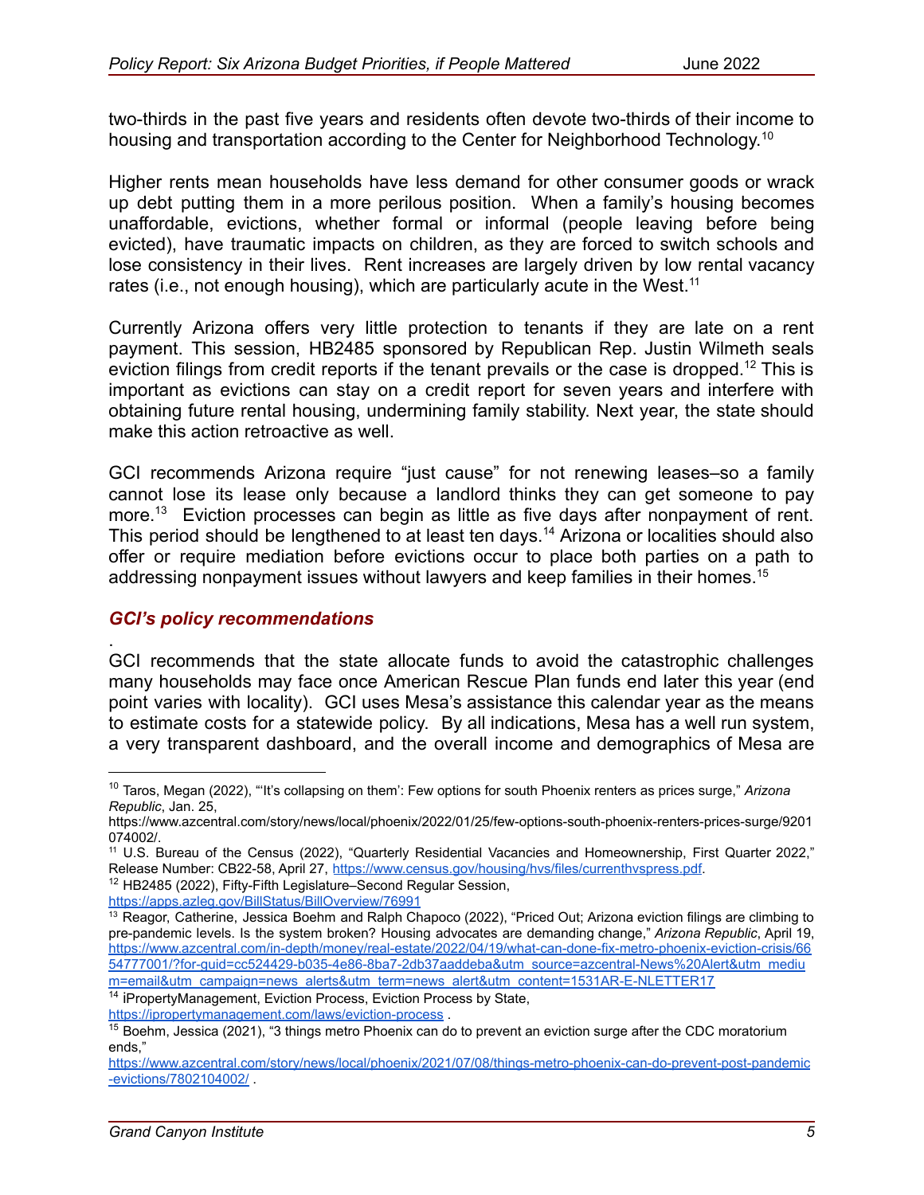two-thirds in the past five years and residents often devote two-thirds of their income to housing and transportation according to the Center for Neighborhood Technology.[10]

Higher rents mean households have less demand for other consumer goods or wrack up debt putting them in a more perilous position. When a family's housing becomes unaffordable, evictions, whether formal or informal (people leaving before being evicted), have traumatic impacts on children, as they are forced to switch schools and lose consistency in their lives. Rent increases are largely driven by low rental vacancy rates (i.e., not enough housing), which are particularly acute in the West.[11]

Currently Arizona offers very little protection to tenants if they are late on a rent payment. This session, HB2485 sponsored by Republican Rep. Justin Wilmeth seals eviction filings from credit reports if the tenant prevails or the case is dropped.[12] This is important as evictions can stay on a credit report for seven years and interfere with obtaining future rental housing, undermining family stability. Next year, the state should make this action retroactive as well.

GCI recommends Arizona require "just cause" for not renewing leases–so a family cannot lose its lease only because a landlord thinks they can get someone to pay more.[13] Eviction processes can begin as little as five days after nonpayment of rent. This period should be lengthened to at least ten days.[14] Arizona or localities should also offer or require mediation before evictions occur to place both parties on a path to addressing nonpayment issues without lawyers and keep families in their homes.[15]

### *GCI's policy recommendations*

.
GCI recommends that the state allocate funds to avoid the catastrophic challenges many households may face once American Rescue Plan funds end later this year (end point varies with locality). GCI uses Mesa's assistance this calendar year as the means to estimate costs for a statewide policy. By all indications, Mesa has a well run system, a very transparent dashboard, and the overall income and demographics of Mesa are

---

[10] Taros, Megan (2022), "'It's collapsing on them': Few options for south Phoenix renters as prices surge," *Arizona Republic*, Jan. 25, https://www.azcentral.com/story/news/local/phoenix/2022/01/25/few-options-south-phoenix-renters-prices-surge/9201074002/.

[11] U.S. Bureau of the Census (2022), "Quarterly Residential Vacancies and Homeownership, First Quarter 2022," Release Number: CB22-58, April 27, https://www.census.gov/housing/hvs/files/currenthvspress.pdf.

[12] HB2485 (2022), Fifty-Fifth Legislature–Second Regular Session, https://apps.azleg.gov/BillStatus/BillOverview/76991

[13] Reagor, Catherine, Jessica Boehm and Ralph Chapoco (2022), "Priced Out; Arizona eviction filings are climbing to pre-pandemic levels. Is the system broken? Housing advocates are demanding change," *Arizona Republic*, April 19, https://www.azcentral.com/in-depth/money/real-estate/2022/04/19/what-can-done-fix-metro-phoenix-eviction-crisis/6654777001/?for-guid=cc524429-b035-4e86-8ba7-2db37aaddeba&utm_source=azcentral-News%20Alert&utm_medium=email&utm_campaign=news_alerts&utm_term=news_alert&utm_content=1531AR-E-NLETTER17

[14] iPropertyManagement, Eviction Process, Eviction Process by State, https://ipropertymanagement.com/laws/eviction-process .

[15] Boehm, Jessica (2021), "3 things metro Phoenix can do to prevent an eviction surge after the CDC moratorium ends," https://www.azcentral.com/story/news/local/phoenix/2021/07/08/things-metro-phoenix-can-do-prevent-post-pandemic-evictions/7802104002/ .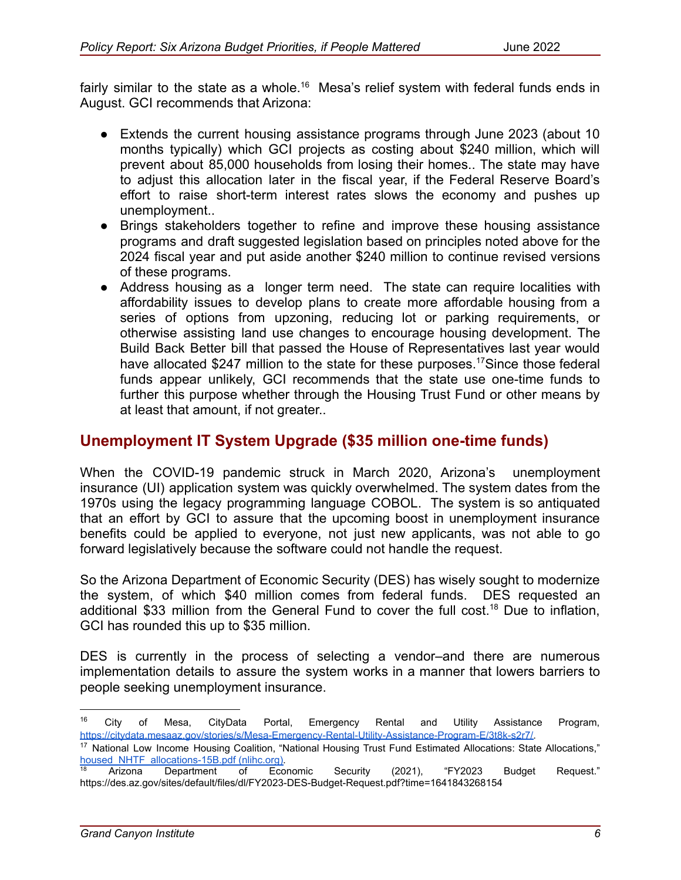fairly similar to the state as a whole.[16] Mesa's relief system with federal funds ends in August. GCI recommends that Arizona:

- Extends the current housing assistance programs through June 2023 (about 10 months typically) which GCI projects as costing about $240 million, which will prevent about 85,000 households from losing their homes.. The state may have to adjust this allocation later in the fiscal year, if the Federal Reserve Board's effort to raise short-term interest rates slows the economy and pushes up unemployment..
- Brings stakeholders together to refine and improve these housing assistance programs and draft suggested legislation based on principles noted above for the 2024 fiscal year and put aside another $240 million to continue revised versions of these programs.
- Address housing as a longer term need. The state can require localities with affordability issues to develop plans to create more affordable housing from a series of options from upzoning, reducing lot or parking requirements, or otherwise assisting land use changes to encourage housing development. The Build Back Better bill that passed the House of Representatives last year would have allocated $247 million to the state for these purposes.[17]Since those federal funds appear unlikely, GCI recommends that the state use one-time funds to further this purpose whether through the Housing Trust Fund or other means by at least that amount, if not greater..

## Unemployment IT System Upgrade ($35 million one-time funds)

When the COVID-19 pandemic struck in March 2020, Arizona's unemployment insurance (UI) application system was quickly overwhelmed. The system dates from the 1970s using the legacy programming language COBOL. The system is so antiquated that an effort by GCI to assure that the upcoming boost in unemployment insurance benefits could be applied to everyone, not just new applicants, was not able to go forward legislatively because the software could not handle the request.

So the Arizona Department of Economic Security (DES) has wisely sought to modernize the system, of which $40 million comes from federal funds. DES requested an additional $33 million from the General Fund to cover the full cost.[18] Due to inflation, GCI has rounded this up to $35 million.

DES is currently in the process of selecting a vendor–and there are numerous implementation details to assure the system works in a manner that lowers barriers to people seeking unemployment insurance.

---

[16] City of Mesa, CityData Portal, Emergency Rental and Utility Assistance Program, https://citydata.mesaaz.gov/stories/s/Mesa-Emergency-Rental-Utility-Assistance-Program-E/3t8k-s2r7/.

[17] National Low Income Housing Coalition, "National Housing Trust Fund Estimated Allocations: State Allocations," housed_NHTF_allocations-15B.pdf (nlihc.org).

[18] Arizona Department of Economic Security (2021), "FY2023 Budget Request." https://des.az.gov/sites/default/files/dl/FY2023-DES-Budget-Request.pdf?time=1641843268154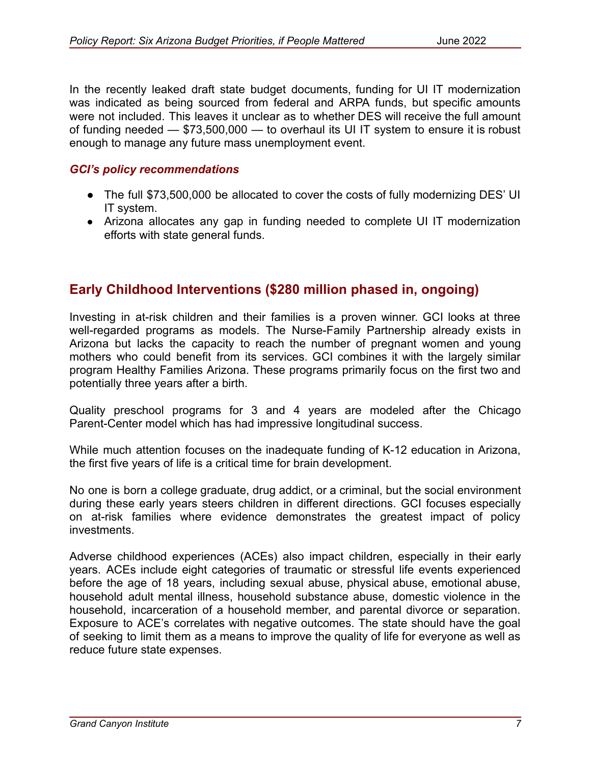In the recently leaked draft state budget documents, funding for UI IT modernization was indicated as being sourced from federal and ARPA funds, but specific amounts were not included. This leaves it unclear as to whether DES will receive the full amount of funding needed — $73,500,000 — to overhaul its UI IT system to ensure it is robust enough to manage any future mass unemployment event.

### *GCI's policy recommendations*

- The full $73,500,000 be allocated to cover the costs of fully modernizing DES' UI IT system.
- Arizona allocates any gap in funding needed to complete UI IT modernization efforts with state general funds.

## Early Childhood Interventions ($280 million phased in, ongoing)

Investing in at-risk children and their families is a proven winner. GCI looks at three well-regarded programs as models. The Nurse-Family Partnership already exists in Arizona but lacks the capacity to reach the number of pregnant women and young mothers who could benefit from its services. GCI combines it with the largely similar program Healthy Families Arizona. These programs primarily focus on the first two and potentially three years after a birth.

Quality preschool programs for 3 and 4 years are modeled after the Chicago Parent-Center model which has had impressive longitudinal success.

While much attention focuses on the inadequate funding of K-12 education in Arizona, the first five years of life is a critical time for brain development.

No one is born a college graduate, drug addict, or a criminal, but the social environment during these early years steers children in different directions. GCI focuses especially on at-risk families where evidence demonstrates the greatest impact of policy investments.

Adverse childhood experiences (ACEs) also impact children, especially in their early years. ACEs include eight categories of traumatic or stressful life events experienced before the age of 18 years, including sexual abuse, physical abuse, emotional abuse, household adult mental illness, household substance abuse, domestic violence in the household, incarceration of a household member, and parental divorce or separation. Exposure to ACE's correlates with negative outcomes. The state should have the goal of seeking to limit them as a means to improve the quality of life for everyone as well as reduce future state expenses.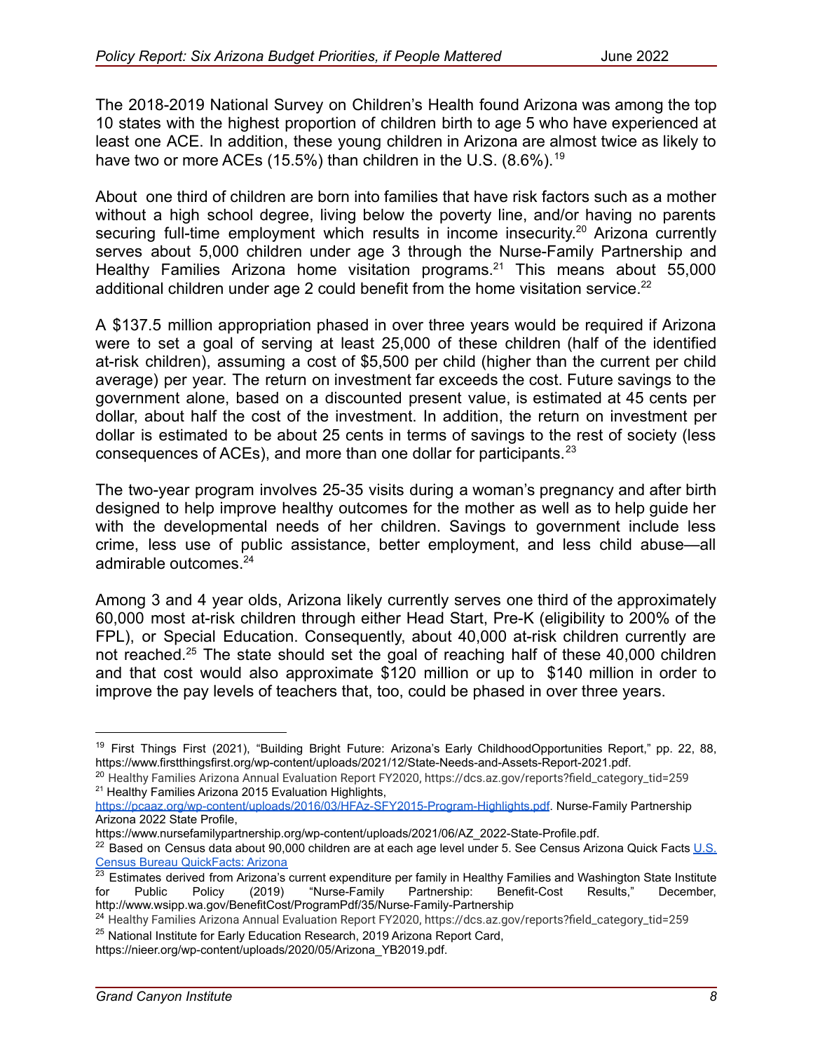The 2018-2019 National Survey on Children's Health found Arizona was among the top 10 states with the highest proportion of children birth to age 5 who have experienced at least one ACE. In addition, these young children in Arizona are almost twice as likely to have two or more ACEs (15.5%) than children in the U.S. (8.6%).[19]

About one third of children are born into families that have risk factors such as a mother without a high school degree, living below the poverty line, and/or having no parents securing full-time employment which results in income insecurity.[20] Arizona currently serves about 5,000 children under age 3 through the Nurse-Family Partnership and Healthy Families Arizona home visitation programs.[21] This means about 55,000 additional children under age 2 could benefit from the home visitation service.[22]

A $137.5 million appropriation phased in over three years would be required if Arizona were to set a goal of serving at least 25,000 of these children (half of the identified at-risk children), assuming a cost of $5,500 per child (higher than the current per child average) per year. The return on investment far exceeds the cost. Future savings to the government alone, based on a discounted present value, is estimated at 45 cents per dollar, about half the cost of the investment. In addition, the return on investment per dollar is estimated to be about 25 cents in terms of savings to the rest of society (less consequences of ACEs), and more than one dollar for participants.[23]

The two-year program involves 25-35 visits during a woman's pregnancy and after birth designed to help improve healthy outcomes for the mother as well as to help guide her with the developmental needs of her children. Savings to government include less crime, less use of public assistance, better employment, and less child abuse—all admirable outcomes.[24]

Among 3 and 4 year olds, Arizona likely currently serves one third of the approximately 60,000 most at-risk children through either Head Start, Pre-K (eligibility to 200% of the FPL), or Special Education. Consequently, about 40,000 at-risk children currently are not reached.[25] The state should set the goal of reaching half of these 40,000 children and that cost would also approximate $120 million or up to $140 million in order to improve the pay levels of teachers that, too, could be phased in over three years.

---

[19] First Things First (2021), "Building Bright Future: Arizona's Early ChildhoodOpportunities Report," pp. 22, 88, https://www.firstthingsfirst.org/wp-content/uploads/2021/12/State-Needs-and-Assets-Report-2021.pdf.

[20] Healthy Families Arizona Annual Evaluation Report FY2020, https://dcs.az.gov/reports?field_category_tid=259

[21] Healthy Families Arizona 2015 Evaluation Highlights, https://pcaaz.org/wp-content/uploads/2016/03/HFAz-SFY2015-Program-Highlights.pdf. Nurse-Family Partnership Arizona 2022 State Profile, https://www.nursefamilypartnership.org/wp-content/uploads/2021/06/AZ_2022-State-Profile.pdf.

[22] Based on Census data about 90,000 children are at each age level under 5. See Census Arizona Quick Facts U.S. Census Bureau QuickFacts: Arizona

[23] Estimates derived from Arizona's current expenditure per family in Healthy Families and Washington State Institute for Public Policy (2019) "Nurse-Family Partnership: Benefit-Cost Results," December, http://www.wsipp.wa.gov/BenefitCost/ProgramPdf/35/Nurse-Family-Partnership

[24] Healthy Families Arizona Annual Evaluation Report FY2020, https://dcs.az.gov/reports?field_category_tid=259

[25] National Institute for Early Education Research, 2019 Arizona Report Card, https://nieer.org/wp-content/uploads/2020/05/Arizona_YB2019.pdf.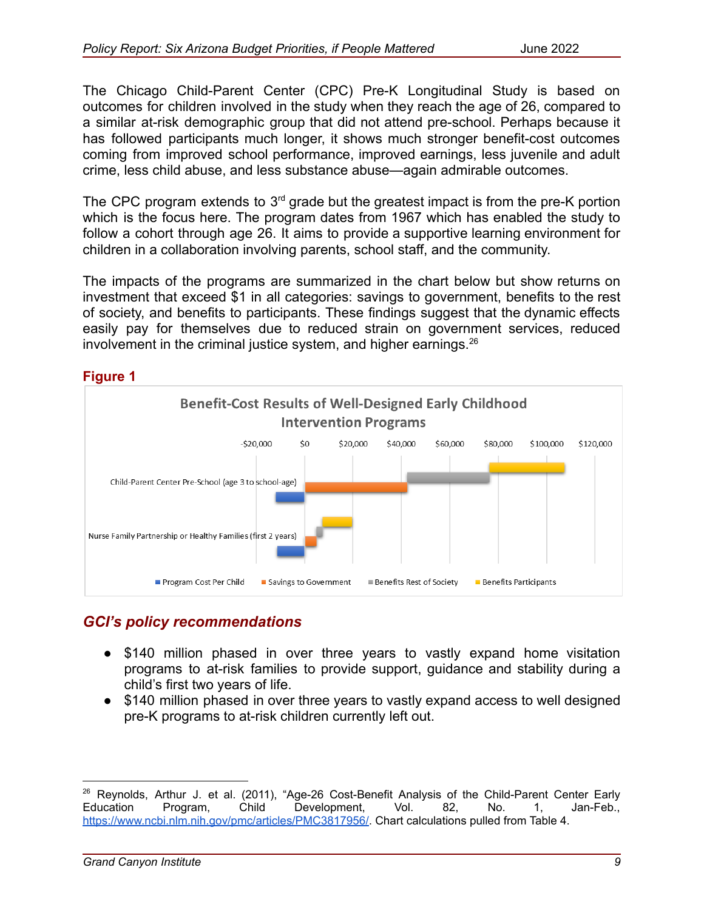The Chicago Child-Parent Center (CPC) Pre-K Longitudinal Study is based on outcomes for children involved in the study when they reach the age of 26, compared to a similar at-risk demographic group that did not attend pre-school. Perhaps because it has followed participants much longer, it shows much stronger benefit-cost outcomes coming from improved school performance, improved earnings, less juvenile and adult crime, less child abuse, and less substance abuse—again admirable outcomes.

The CPC program extends to 3rd grade but the greatest impact is from the pre-K portion which is the focus here. The program dates from 1967 which has enabled the study to follow a cohort through age 26. It aims to provide a supportive learning environment for children in a collaboration involving parents, school staff, and the community.

The impacts of the programs are summarized in the chart below but show returns on investment that exceed $1 in all categories: savings to government, benefits to the rest of society, and benefits to participants. These findings suggest that the dynamic effects easily pay for themselves due to reduced strain on government services, reduced involvement in the criminal justice system, and higher earnings.[26]

**Figure 1**

Benefit-Cost Results of Well-Designed Early Childhood Intervention Programs

-$20,000 | $0 | $20,000 | $40,000 | $60,000 | $80,000 | $100,000 | $120,000

Child-Parent Center Pre-School (age 3 to school-age)

Nurse Family Partnership or Healthy Families (first 2 years)

Program Cost Per Child | Savings to Government | Benefits Rest of Society | Benefits Participants

## *GCI's policy recommendations*

- $140 million phased in over three years to vastly expand home visitation programs to at-risk families to provide support, guidance and stability during a child's first two years of life.
- $140 million phased in over three years to vastly expand access to well designed pre-K programs to at-risk children currently left out.

[26] Reynolds, Arthur J. et al. (2011), "Age-26 Cost-Benefit Analysis of the Child-Parent Center Early Education Program, Child Development, Vol. 82, No. 1, Jan-Feb., https://www.ncbi.nlm.nih.gov/pmc/articles/PMC3817956/. Chart calculations pulled from Table 4.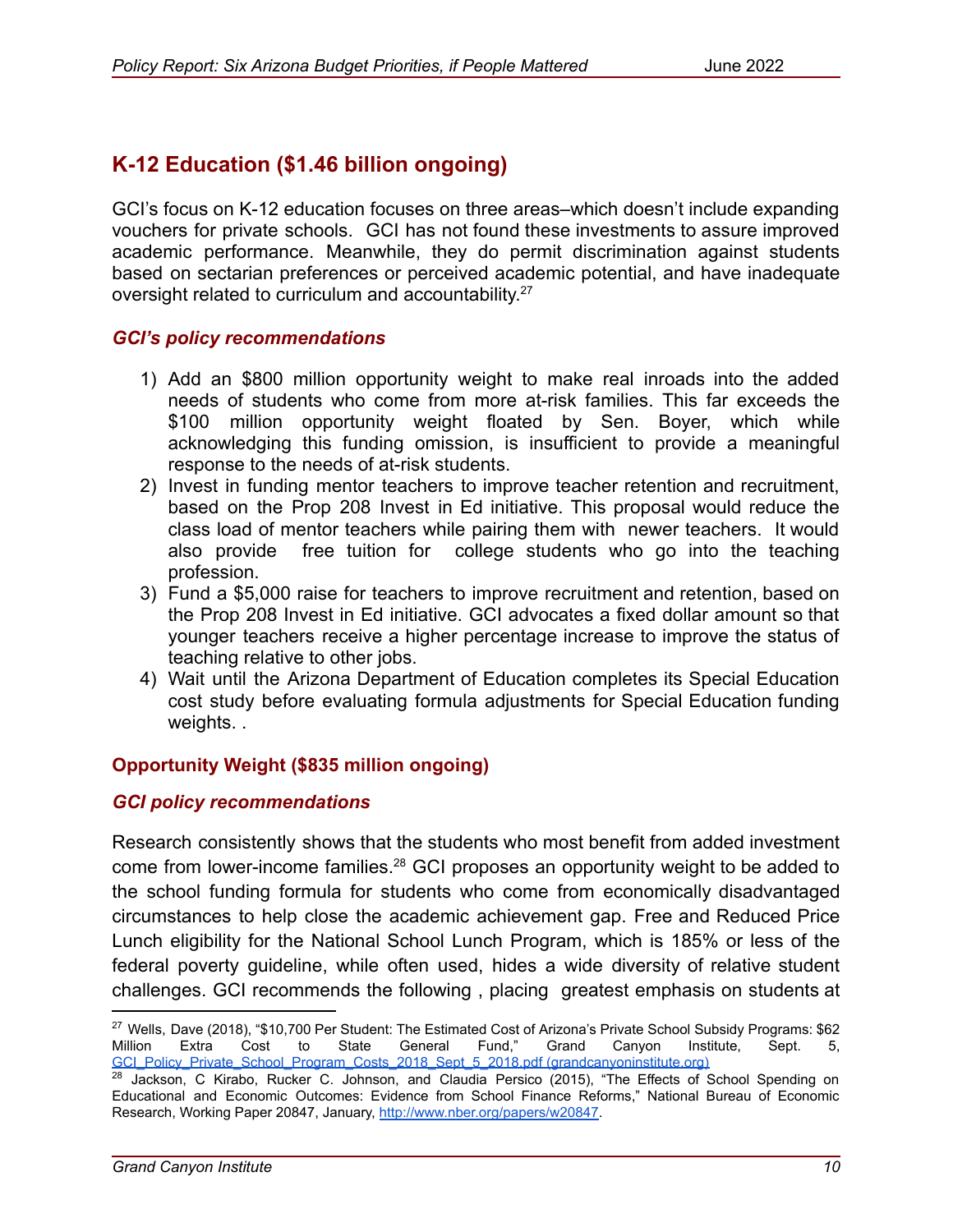## K-12 Education ($1.46 billion ongoing)

GCI's focus on K-12 education focuses on three areas–which doesn't include expanding vouchers for private schools. GCI has not found these investments to assure improved academic performance. Meanwhile, they do permit discrimination against students based on sectarian preferences or perceived academic potential, and have inadequate oversight related to curriculum and accountability.[27]

### *GCI's policy recommendations*

1) Add an $800 million opportunity weight to make real inroads into the added needs of students who come from more at-risk families. This far exceeds the $100 million opportunity weight floated by Sen. Boyer, which while acknowledging this funding omission, is insufficient to provide a meaningful response to the needs of at-risk students.
2) Invest in funding mentor teachers to improve teacher retention and recruitment, based on the Prop 208 Invest in Ed initiative. This proposal would reduce the class load of mentor teachers while pairing them with newer teachers. It would also provide free tuition for college students who go into the teaching profession.
3) Fund a $5,000 raise for teachers to improve recruitment and retention, based on the Prop 208 Invest in Ed initiative. GCI advocates a fixed dollar amount so that younger teachers receive a higher percentage increase to improve the status of teaching relative to other jobs.
4) Wait until the Arizona Department of Education completes its Special Education cost study before evaluating formula adjustments for Special Education funding weights. .

### Opportunity Weight ($835 million ongoing)

### *GCI policy recommendations*

Research consistently shows that the students who most benefit from added investment come from lower-income families.[28] GCI proposes an opportunity weight to be added to the school funding formula for students who come from economically disadvantaged circumstances to help close the academic achievement gap. Free and Reduced Price Lunch eligibility for the National School Lunch Program, which is 185% or less of the federal poverty guideline, while often used, hides a wide diversity of relative student challenges. GCI recommends the following , placing greatest emphasis on students at

---

[27] Wells, Dave (2018), "$10,700 Per Student: The Estimated Cost of Arizona's Private School Subsidy Programs: $62 Million Extra Cost to State General Fund," Grand Canyon Institute, Sept. 5, GCI_Policy_Private_School_Program_Costs_2018_Sept_5_2018.pdf (grandcanyoninstitute.org)

[28] Jackson, C Kirabo, Rucker C. Johnson, and Claudia Persico (2015), "The Effects of School Spending on Educational and Economic Outcomes: Evidence from School Finance Reforms," National Bureau of Economic Research, Working Paper 20847, January, http://www.nber.org/papers/w20847.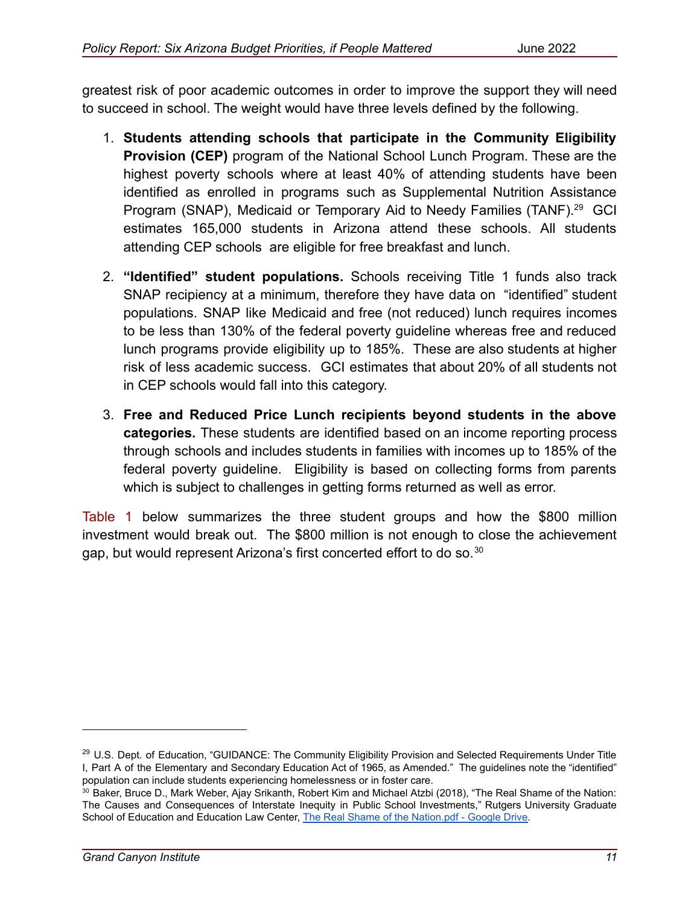greatest risk of poor academic outcomes in order to improve the support they will need to succeed in school. The weight would have three levels defined by the following.

1. **Students attending schools that participate in the Community Eligibility Provision (CEP)** program of the National School Lunch Program. These are the highest poverty schools where at least 40% of attending students have been identified as enrolled in programs such as Supplemental Nutrition Assistance Program (SNAP), Medicaid or Temporary Aid to Needy Families (TANF).[29] GCI estimates 165,000 students in Arizona attend these schools. All students attending CEP schools are eligible for free breakfast and lunch.

2. **"Identified" student populations.** Schools receiving Title 1 funds also track SNAP recipiency at a minimum, therefore they have data on "identified" student populations. SNAP like Medicaid and free (not reduced) lunch requires incomes to be less than 130% of the federal poverty guideline whereas free and reduced lunch programs provide eligibility up to 185%. These are also students at higher risk of less academic success. GCI estimates that about 20% of all students not in CEP schools would fall into this category.

3. **Free and Reduced Price Lunch recipients beyond students in the above categories.** These students are identified based on an income reporting process through schools and includes students in families with incomes up to 185% of the federal poverty guideline. Eligibility is based on collecting forms from parents which is subject to challenges in getting forms returned as well as error.

Table 1 below summarizes the three student groups and how the $800 million investment would break out. The $800 million is not enough to close the achievement gap, but would represent Arizona's first concerted effort to do so.[30]

---

[29] U.S. Dept. of Education, "GUIDANCE: The Community Eligibility Provision and Selected Requirements Under Title I, Part A of the Elementary and Secondary Education Act of 1965, as Amended." The guidelines note the "identified" population can include students experiencing homelessness or in foster care.

[30] Baker, Bruce D., Mark Weber, Ajay Srikanth, Robert Kim and Michael Atzbi (2018), "The Real Shame of the Nation: The Causes and Consequences of Interstate Inequity in Public School Investments," Rutgers University Graduate School of Education and Education Law Center, The Real Shame of the Nation.pdf - Google Drive.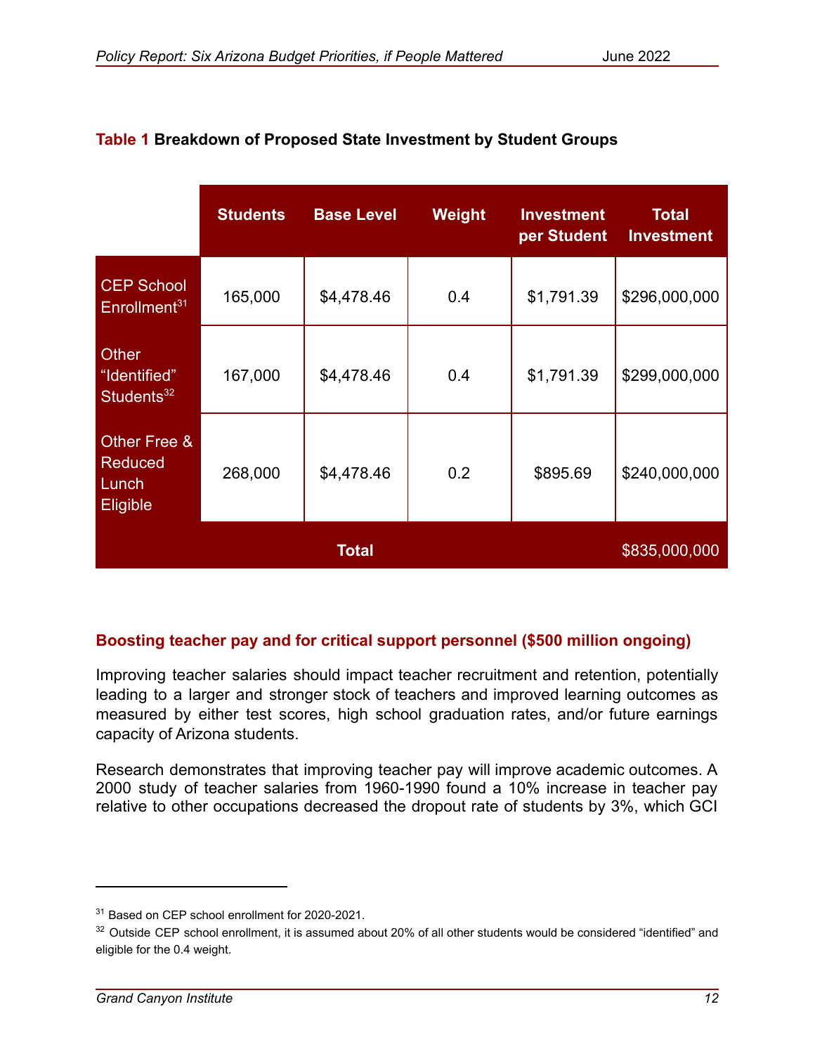**Table 1 Breakdown of Proposed State Investment by Student Groups**

| | Students | Base Level | Weight | Investment per Student | Total Investment |
|---|---|---|---|---|---|
| CEP School Enrollment[31] | 165,000 | $4,478.46 | 0.4 | $1,791.39 | $296,000,000 |
| Other "Identified" Students[32] | 167,000 | $4,478.46 | 0.4 | $1,791.39 | $299,000,000 |
| Other Free & Reduced Lunch Eligible | 268,000 | $4,478.46 | 0.2 | $895.69 | $240,000,000 |
| **Total** | | | | | $835,000,000 |

### Boosting teacher pay and for critical support personnel ($500 million ongoing)

Improving teacher salaries should impact teacher recruitment and retention, potentially leading to a larger and stronger stock of teachers and improved learning outcomes as measured by either test scores, high school graduation rates, and/or future earnings capacity of Arizona students.

Research demonstrates that improving teacher pay will improve academic outcomes. A 2000 study of teacher salaries from 1960-1990 found a 10% increase in teacher pay relative to other occupations decreased the dropout rate of students by 3%, which GCI

---

[31] Based on CEP school enrollment for 2020-2021.

[32] Outside CEP school enrollment, it is assumed about 20% of all other students would be considered "identified" and eligible for the 0.4 weight.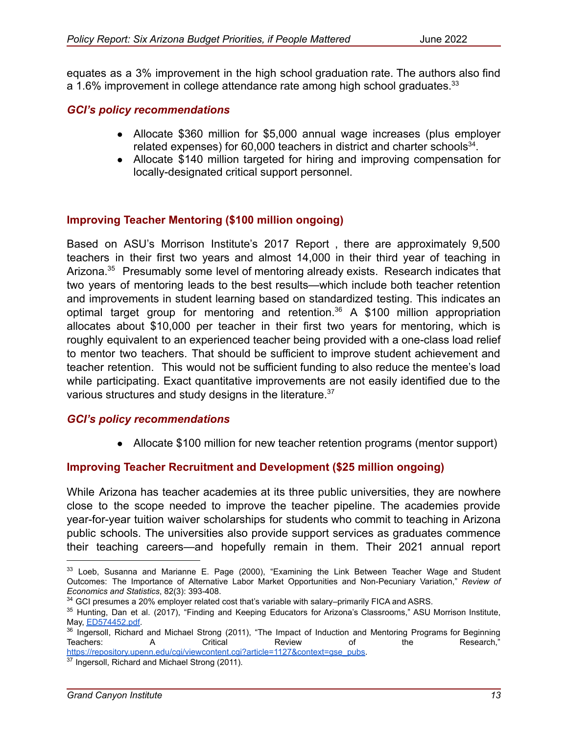equates as a 3% improvement in the high school graduation rate. The authors also find a 1.6% improvement in college attendance rate among high school graduates.[33]

### *GCI's policy recommendations*

- Allocate $360 million for $5,000 annual wage increases (plus employer related expenses) for 60,000 teachers in district and charter schools[34].
- Allocate $140 million targeted for hiring and improving compensation for locally-designated critical support personnel.

## Improving Teacher Mentoring ($100 million ongoing)

Based on ASU's Morrison Institute's 2017 Report , there are approximately 9,500 teachers in their first two years and almost 14,000 in their third year of teaching in Arizona.[35] Presumably some level of mentoring already exists. Research indicates that two years of mentoring leads to the best results—which include both teacher retention and improvements in student learning based on standardized testing. This indicates an optimal target group for mentoring and retention.[36] A $100 million appropriation allocates about $10,000 per teacher in their first two years for mentoring, which is roughly equivalent to an experienced teacher being provided with a one-class load relief to mentor two teachers. That should be sufficient to improve student achievement and teacher retention. This would not be sufficient funding to also reduce the mentee's load while participating. Exact quantitative improvements are not easily identified due to the various structures and study designs in the literature.[37]

### *GCI's policy recommendations*

- Allocate $100 million for new teacher retention programs (mentor support)

## Improving Teacher Recruitment and Development ($25 million ongoing)

While Arizona has teacher academies at its three public universities, they are nowhere close to the scope needed to improve the teacher pipeline. The academies provide year-for-year tuition waiver scholarships for students who commit to teaching in Arizona public schools. The universities also provide support services as graduates commence their teaching careers—and hopefully remain in them. Their 2021 annual report

---

[33] Loeb, Susanna and Marianne E. Page (2000), "Examining the Link Between Teacher Wage and Student Outcomes: The Importance of Alternative Labor Market Opportunities and Non-Pecuniary Variation," *Review of Economics and Statistics*, 82(3): 393-408.

[34] GCI presumes a 20% employer related cost that's variable with salary–primarily FICA and ASRS.

[35] Hunting, Dan et al. (2017), "Finding and Keeping Educators for Arizona's Classrooms," ASU Morrison Institute, May, [ED574452.pdf](ED574452.pdf).

[36] Ingersoll, Richard and Michael Strong (2011), "The Impact of Induction and Mentoring Programs for Beginning Teachers: A Critical Review of the Research," [https://repository.upenn.edu/cgi/viewcontent.cgi?article=1127&context=gse_pubs](https://repository.upenn.edu/cgi/viewcontent.cgi?article=1127&context=gse_pubs).

[37] Ingersoll, Richard and Michael Strong (2011).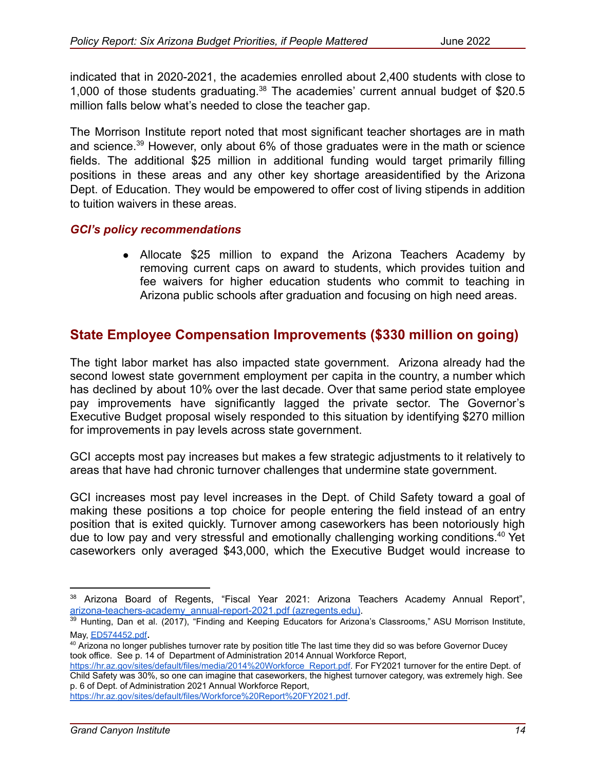indicated that in 2020-2021, the academies enrolled about 2,400 students with close to 1,000 of those students graduating.[38] The academies' current annual budget of $20.5 million falls below what's needed to close the teacher gap.

The Morrison Institute report noted that most significant teacher shortages are in math and science.[39] However, only about 6% of those graduates were in the math or science fields. The additional $25 million in additional funding would target primarily filling positions in these areas and any other key shortage areasidentified by the Arizona Dept. of Education. They would be empowered to offer cost of living stipends in addition to tuition waivers in these areas.

### *GCI's policy recommendations*

- Allocate $25 million to expand the Arizona Teachers Academy by removing current caps on award to students, which provides tuition and fee waivers for higher education students who commit to teaching in Arizona public schools after graduation and focusing on high need areas.

## State Employee Compensation Improvements ($330 million on going)

The tight labor market has also impacted state government. Arizona already had the second lowest state government employment per capita in the country, a number which has declined by about 10% over the last decade. Over that same period state employee pay improvements have significantly lagged the private sector. The Governor's Executive Budget proposal wisely responded to this situation by identifying $270 million for improvements in pay levels across state government.

GCI accepts most pay increases but makes a few strategic adjustments to it relatively to areas that have had chronic turnover challenges that undermine state government.

GCI increases most pay level increases in the Dept. of Child Safety toward a goal of making these positions a top choice for people entering the field instead of an entry position that is exited quickly. Turnover among caseworkers has been notoriously high due to low pay and very stressful and emotionally challenging working conditions.[40] Yet caseworkers only averaged $43,000, which the Executive Budget would increase to

---

[38] Arizona Board of Regents, "Fiscal Year 2021: Arizona Teachers Academy Annual Report", arizona-teachers-academy_annual-report-2021.pdf (azregents.edu).

[39] Hunting, Dan et al. (2017), "Finding and Keeping Educators for Arizona's Classrooms," ASU Morrison Institute, May, ED574452.pdf.

[40] Arizona no longer publishes turnover rate by position title The last time they did so was before Governor Ducey took office. See p. 14 of Department of Administration 2014 Annual Workforce Report, https://hr.az.gov/sites/default/files/media/2014%20Workforce_Report.pdf. For FY2021 turnover for the entire Dept. of Child Safety was 30%, so one can imagine that caseworkers, the highest turnover category, was extremely high. See p. 6 of Dept. of Administration 2021 Annual Workforce Report, https://hr.az.gov/sites/default/files/Workforce%20Report%20FY2021.pdf.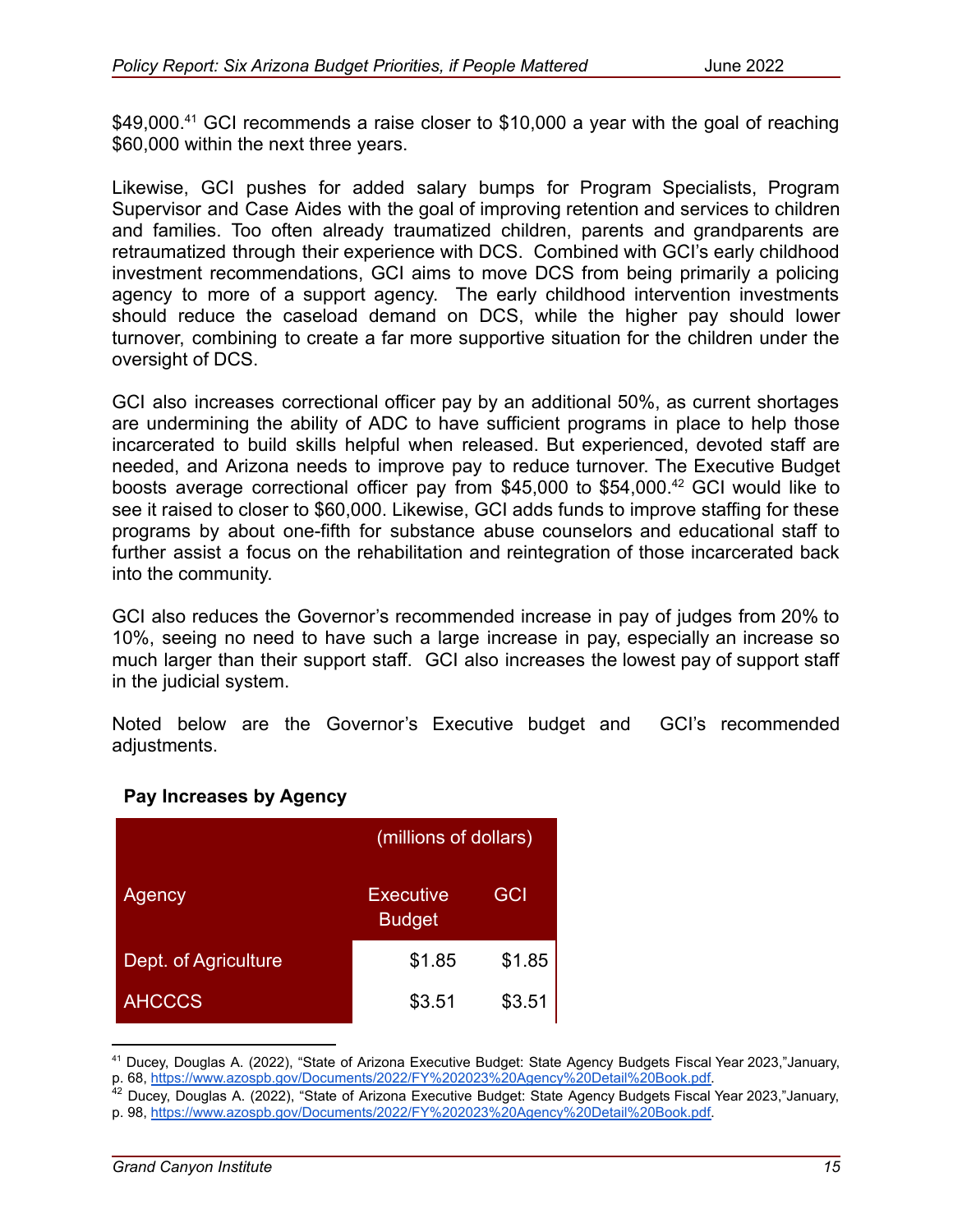$49,000.[41] GCI recommends a raise closer to $10,000 a year with the goal of reaching $60,000 within the next three years.

Likewise, GCI pushes for added salary bumps for Program Specialists, Program Supervisor and Case Aides with the goal of improving retention and services to children and families. Too often already traumatized children, parents and grandparents are retraumatized through their experience with DCS. Combined with GCI's early childhood investment recommendations, GCI aims to move DCS from being primarily a policing agency to more of a support agency. The early childhood intervention investments should reduce the caseload demand on DCS, while the higher pay should lower turnover, combining to create a far more supportive situation for the children under the oversight of DCS.

GCI also increases correctional officer pay by an additional 50%, as current shortages are undermining the ability of ADC to have sufficient programs in place to help those incarcerated to build skills helpful when released. But experienced, devoted staff are needed, and Arizona needs to improve pay to reduce turnover. The Executive Budget boosts average correctional officer pay from $45,000 to $54,000.[42] GCI would like to see it raised to closer to $60,000. Likewise, GCI adds funds to improve staffing for these programs by about one-fifth for substance abuse counselors and educational staff to further assist a focus on the rehabilitation and reintegration of those incarcerated back into the community.

GCI also reduces the Governor's recommended increase in pay of judges from 20% to 10%, seeing no need to have such a large increase in pay, especially an increase so much larger than their support staff. GCI also increases the lowest pay of support staff in the judicial system.

Noted below are the Governor's Executive budget and GCI's recommended adjustments.

**Pay Increases by Agency**

| | (millions of dollars) | |
|---|---|---|
| Agency | Executive Budget | GCI |
| Dept. of Agriculture | $1.85 | $1.85 |
| AHCCCS | $3.51 | $3.51 |

[41] Ducey, Douglas A. (2022), "State of Arizona Executive Budget: State Agency Budgets Fiscal Year 2023,"January, p. 68, https://www.azospb.gov/Documents/2022/FY%202023%20Agency%20Detail%20Book.pdf.

[42] Ducey, Douglas A. (2022), "State of Arizona Executive Budget: State Agency Budgets Fiscal Year 2023,"January, p. 98, https://www.azospb.gov/Documents/2022/FY%202023%20Agency%20Detail%20Book.pdf.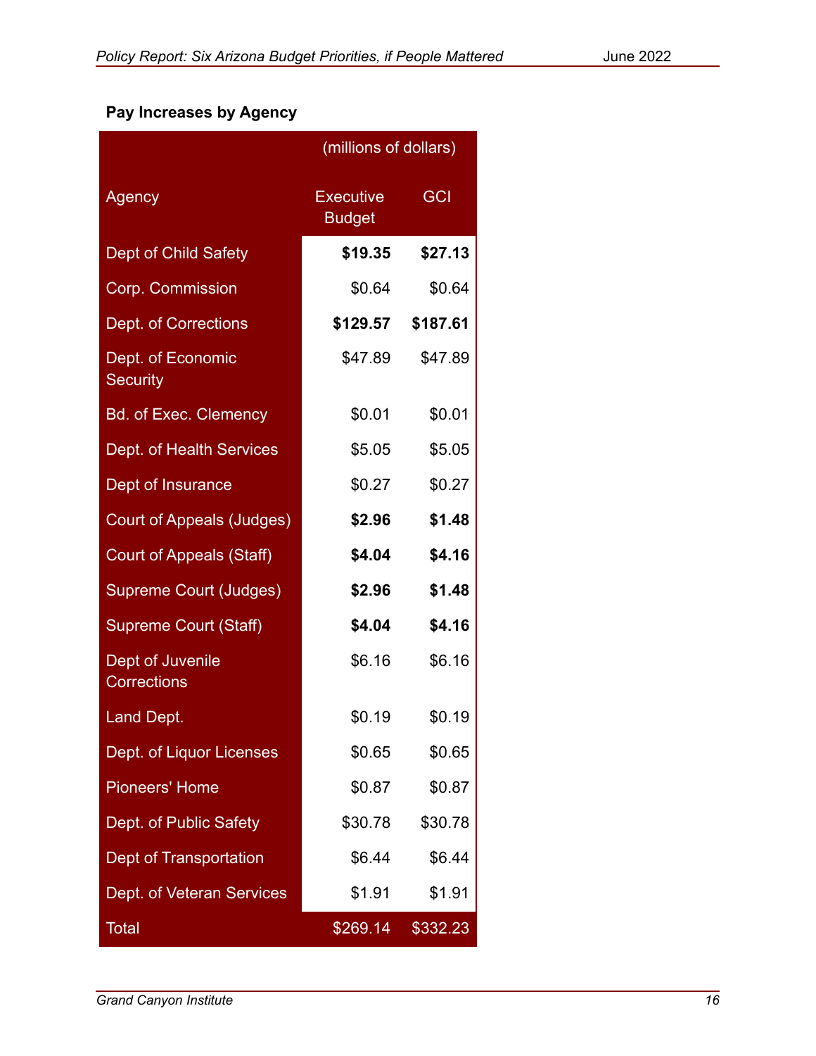**Pay Increases by Agency**

| Agency | (millions of dollars) Executive Budget | GCI |
|---|---|---|
| Dept of Child Safety | **$19.35** | **$27.13** |
| Corp. Commission | $0.64 | $0.64 |
| Dept. of Corrections | **$129.57** | **$187.61** |
| Dept. of Economic Security | $47.89 | $47.89 |
| Bd. of Exec. Clemency | $0.01 | $0.01 |
| Dept. of Health Services | $5.05 | $5.05 |
| Dept of Insurance | $0.27 | $0.27 |
| Court of Appeals (Judges) | **$2.96** | **$1.48** |
| Court of Appeals (Staff) | **$4.04** | **$4.16** |
| Supreme Court (Judges) | **$2.96** | **$1.48** |
| Supreme Court (Staff) | **$4.04** | **$4.16** |
| Dept of Juvenile Corrections | $6.16 | $6.16 |
| Land Dept. | $0.19 | $0.19 |
| Dept. of Liquor Licenses | $0.65 | $0.65 |
| Pioneers' Home | $0.87 | $0.87 |
| Dept. of Public Safety | $30.78 | $30.78 |
| Dept of Transportation | $6.44 | $6.44 |
| Dept. of Veteran Services | $1.91 | $1.91 |
| Total | $269.14 | $332.23 |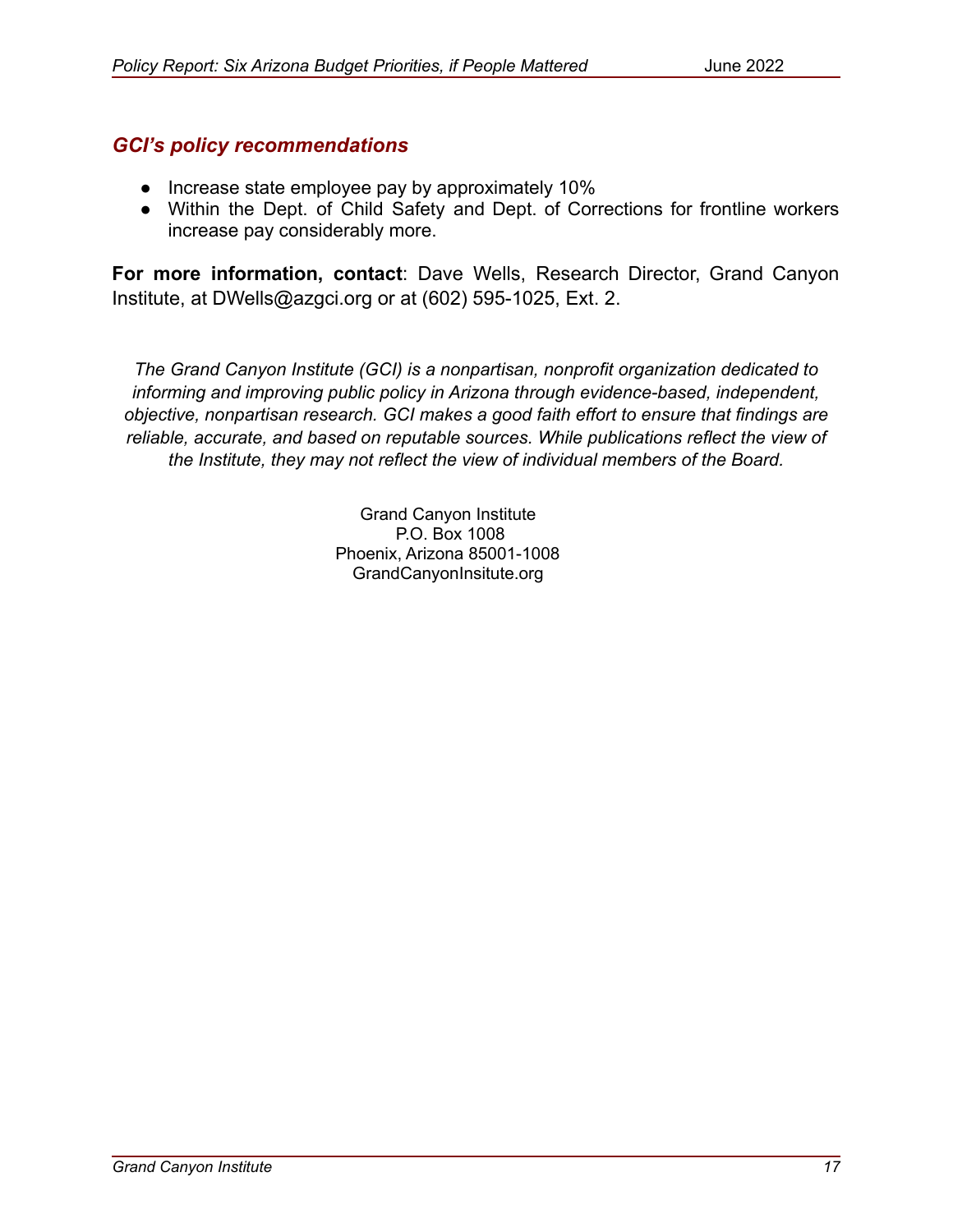### *GCI's policy recommendations*

- Increase state employee pay by approximately 10%
- Within the Dept. of Child Safety and Dept. of Corrections for frontline workers increase pay considerably more.

**For more information, contact**: Dave Wells, Research Director, Grand Canyon Institute, at DWells@azgci.org or at (602) 595-1025, Ext. 2.

*The Grand Canyon Institute (GCI) is a nonpartisan, nonprofit organization dedicated to informing and improving public policy in Arizona through evidence-based, independent, objective, nonpartisan research. GCI makes a good faith effort to ensure that findings are reliable, accurate, and based on reputable sources. While publications reflect the view of the Institute, they may not reflect the view of individual members of the Board.*

Grand Canyon Institute
P.O. Box 1008
Phoenix, Arizona 85001-1008
GrandCanyonInsitute.org